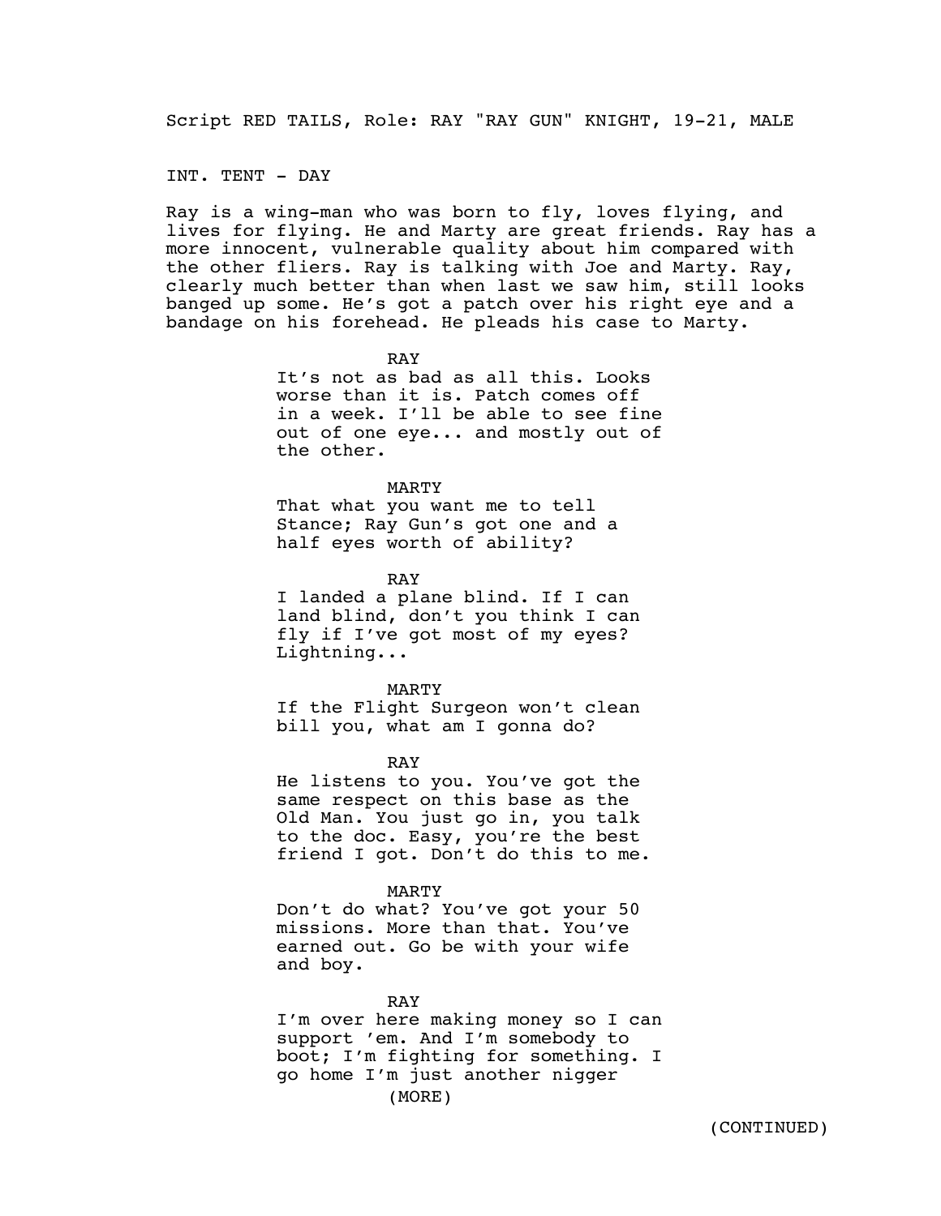Script RED TAILS, Role: RAY "RAY GUN" KNIGHT, 19-21, MALE

INT. TENT - DAY

Ray is a wing-man who was born to fly, loves flying, and lives for flying. He and Marty are great friends. Ray has a more innocent, vulnerable quality about him compared with the other fliers. Ray is talking with Joe and Marty. Ray, clearly much better than when last we saw him, still looks banged up some. He's got a patch over his right eye and a bandage on his forehead. He pleads his case to Marty.

RAY
It's not as bad as all this. Looks worse than it is. Patch comes off in a week. I'll be able to see fine out of one eye... and mostly out of the other.

MARTY
That what you want me to tell Stance; Ray Gun's got one and a half eyes worth of ability?

RAY
I landed a plane blind. If I can land blind, don't you think I can fly if I've got most of my eyes? Lightning...

MARTY
If the Flight Surgeon won't clean bill you, what am I gonna do?

RAY
He listens to you. You've got the same respect on this base as the Old Man. You just go in, you talk to the doc. Easy, you're the best friend I got. Don't do this to me.

MARTY
Don't do what? You've got your 50 missions. More than that. You've earned out. Go be with your wife and boy.

RAY
I'm over here making money so I can support 'em. And I'm somebody to boot; I'm fighting for something. I go home I'm just another nigger
(MORE)

(CONTINUED)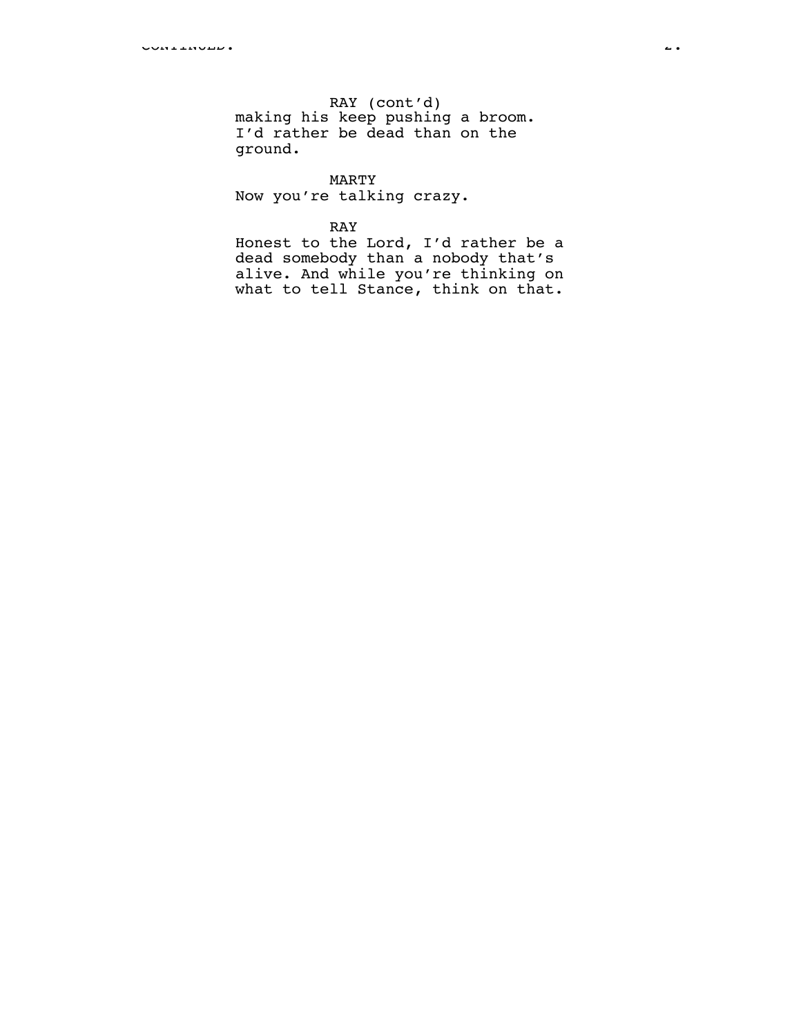RAY (cont'd)

making his keep pushing a broom. I'd rather be dead than on the ground.

MARTY

Now you're talking crazy.

RAY

Honest to the Lord, I'd rather be a dead somebody than a nobody that's alive. And while you're thinking on what to tell Stance, think on that.